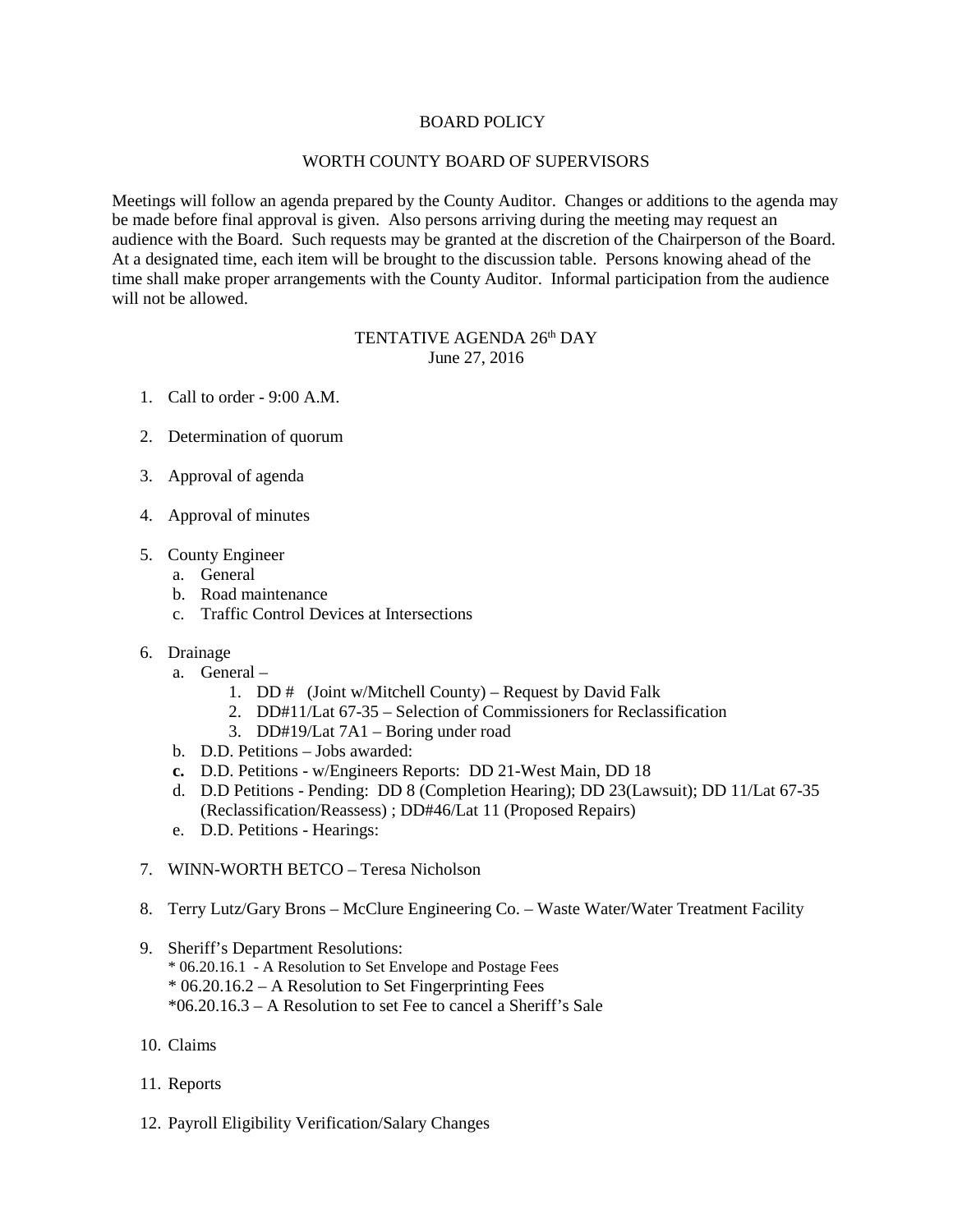# BOARD POLICY

## WORTH COUNTY BOARD OF SUPERVISORS

Meetings will follow an agenda prepared by the County Auditor. Changes or additions to the agenda may be made before final approval is given. Also persons arriving during the meeting may request an audience with the Board. Such requests may be granted at the discretion of the Chairperson of the Board. At a designated time, each item will be brought to the discussion table. Persons knowing ahead of the time shall make proper arrangements with the County Auditor. Informal participation from the audience will not be allowed.

## TENTATIVE AGENDA 26th DAY
June 27, 2016

1. Call to order - 9:00 A.M.

2. Determination of quorum

3. Approval of agenda

4. Approval of minutes

5. County Engineer
   a. General
   b. Road maintenance
   c. Traffic Control Devices at Intersections

6. Drainage
   a. General –
      1. DD # (Joint w/Mitchell County) – Request by David Falk
      2. DD#11/Lat 67-35 – Selection of Commissioners for Reclassification
      3. DD#19/Lat 7A1 – Boring under road
   b. D.D. Petitions – Jobs awarded:
   **c.** D.D. Petitions - w/Engineers Reports: DD 21-West Main, DD 18
   d. D.D Petitions - Pending: DD 8 (Completion Hearing); DD 23(Lawsuit); DD 11/Lat 67-35 (Reclassification/Reassess) ; DD#46/Lat 11 (Proposed Repairs)
   e. D.D. Petitions - Hearings:

7. WINN-WORTH BETCO – Teresa Nicholson

8. Terry Lutz/Gary Brons – McClure Engineering Co. – Waste Water/Water Treatment Facility

9. Sheriff's Department Resolutions:
   * 06.20.16.1 - A Resolution to Set Envelope and Postage Fees
   * 06.20.16.2 – A Resolution to Set Fingerprinting Fees
   *06.20.16.3 – A Resolution to set Fee to cancel a Sheriff's Sale

10. Claims

11. Reports

12. Payroll Eligibility Verification/Salary Changes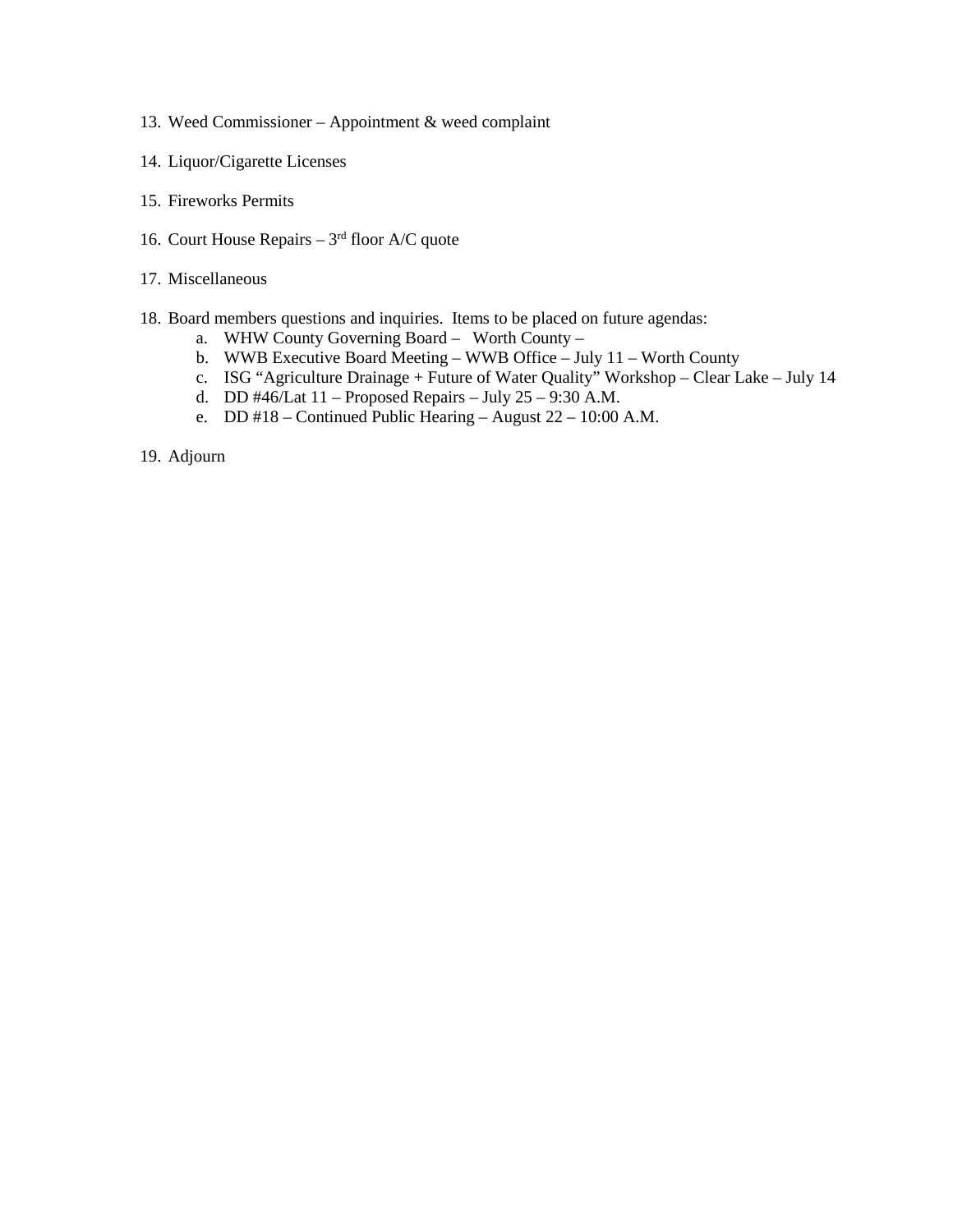13. Weed Commissioner – Appointment & weed complaint

14. Liquor/Cigarette Licenses

15. Fireworks Permits

16. Court House Repairs – 3rd floor A/C quote

17. Miscellaneous

18. Board members questions and inquiries. Items to be placed on future agendas:
    a. WHW County Governing Board – Worth County –
    b. WWB Executive Board Meeting – WWB Office – July 11 – Worth County
    c. ISG "Agriculture Drainage + Future of Water Quality" Workshop – Clear Lake – July 14
    d. DD #46/Lat 11 – Proposed Repairs – July 25 – 9:30 A.M.
    e. DD #18 – Continued Public Hearing – August 22 – 10:00 A.M.

19. Adjourn